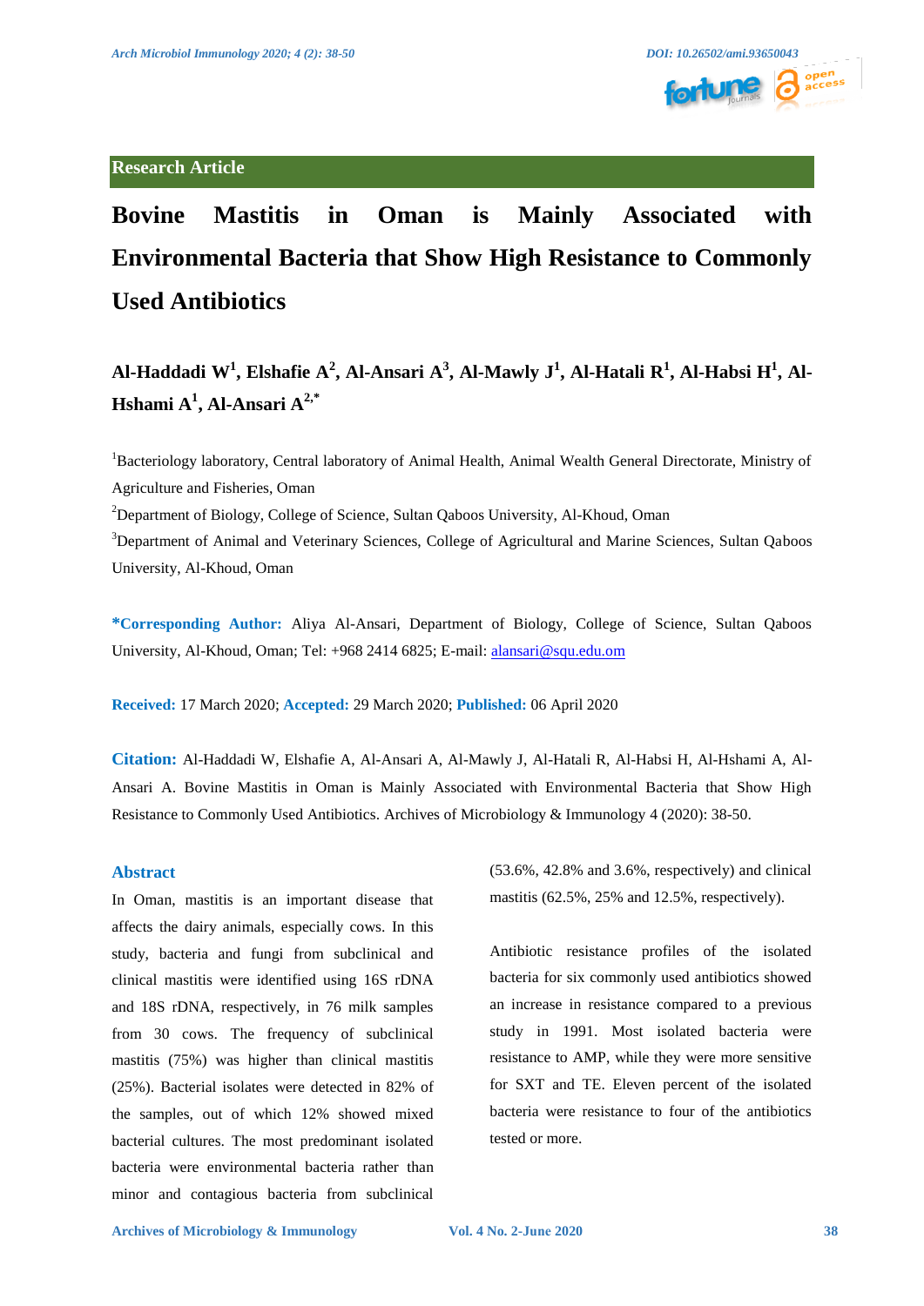Research Article

# Bovine Mastitis in Oman is Mainly Associated with Environmental Bacteria that Show High Resistance to Commonly Used Antibiotics

**Al-Haddadi W[1], Elshafie A[2], Al-Ansari A[3], Al-Mawly J[1], Al-Hatali R[1], Al-Habsi H[1], Al-Hshami A[1], Al-Ansari A[2,*]**

[1]Bacteriology laboratory, Central laboratory of Animal Health, Animal Wealth General Directorate, Ministry of Agriculture and Fisheries, Oman

[2]Department of Biology, College of Science, Sultan Qaboos University, Al-Khoud, Oman

[3]Department of Animal and Veterinary Sciences, College of Agricultural and Marine Sciences, Sultan Qaboos University, Al-Khoud, Oman

**\*Corresponding Author:** Aliya Al-Ansari, Department of Biology, College of Science, Sultan Qaboos University, Al-Khoud, Oman; Tel: +968 2414 6825; E-mail: alansari@squ.edu.om

**Received:** 17 March 2020; **Accepted:** 29 March 2020; **Published:** 06 April 2020

**Citation:** Al-Haddadi W, Elshafie A, Al-Ansari A, Al-Mawly J, Al-Hatali R, Al-Habsi H, Al-Hshami A, Al-Ansari A. Bovine Mastitis in Oman is Mainly Associated with Environmental Bacteria that Show High Resistance to Commonly Used Antibiotics. Archives of Microbiology & Immunology 4 (2020): 38-50.

## Abstract

In Oman, mastitis is an important disease that affects the dairy animals, especially cows. In this study, bacteria and fungi from subclinical and clinical mastitis were identified using 16S rDNA and 18S rDNA, respectively, in 76 milk samples from 30 cows. The frequency of subclinical mastitis (75%) was higher than clinical mastitis (25%). Bacterial isolates were detected in 82% of the samples, out of which 12% showed mixed bacterial cultures. The most predominant isolated bacteria were environmental bacteria rather than minor and contagious bacteria from subclinical (53.6%, 42.8% and 3.6%, respectively) and clinical mastitis (62.5%, 25% and 12.5%, respectively).

Antibiotic resistance profiles of the isolated bacteria for six commonly used antibiotics showed an increase in resistance compared to a previous study in 1991. Most isolated bacteria were resistance to AMP, while they were more sensitive for SXT and TE. Eleven percent of the isolated bacteria were resistance to four of the antibiotics tested or more.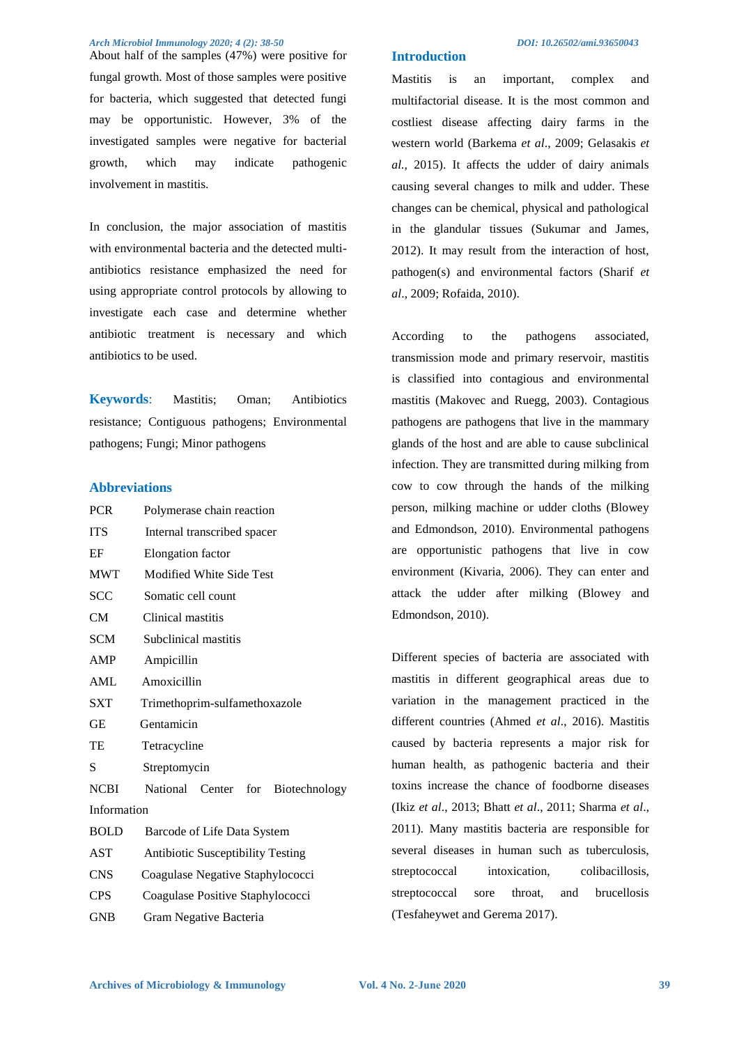About half of the samples (47%) were positive for fungal growth. Most of those samples were positive for bacteria, which suggested that detected fungi may be opportunistic. However, 3% of the investigated samples were negative for bacterial growth, which may indicate pathogenic involvement in mastitis.

In conclusion, the major association of mastitis with environmental bacteria and the detected multi-antibiotics resistance emphasized the need for using appropriate control protocols by allowing to investigate each case and determine whether antibiotic treatment is necessary and which antibiotics to be used.

**Keywords**: Mastitis; Oman; Antibiotics resistance; Contiguous pathogens; Environmental pathogens; Fungi; Minor pathogens

## Abbreviations

| | |
|---|---|
| PCR | Polymerase chain reaction |
| ITS | Internal transcribed spacer |
| EF | Elongation factor |
| MWT | Modified White Side Test |
| SCC | Somatic cell count |
| CM | Clinical mastitis |
| SCM | Subclinical mastitis |
| AMP | Ampicillin |
| AML | Amoxicillin |
| SXT | Trimethoprim-sulfamethoxazole |
| GE | Gentamicin |
| TE | Tetracycline |
| S | Streptomycin |
| NCBI | National Center for Biotechnology Information |
| BOLD | Barcode of Life Data System |
| AST | Antibiotic Susceptibility Testing |
| CNS | Coagulase Negative Staphylococci |
| CPS | Coagulase Positive Staphylococci |
| GNB | Gram Negative Bacteria |

## Introduction

Mastitis is an important, complex and multifactorial disease. It is the most common and costliest disease affecting dairy farms in the western world (Barkema *et al*., 2009; Gelasakis *et al.*, 2015). It affects the udder of dairy animals causing several changes to milk and udder. These changes can be chemical, physical and pathological in the glandular tissues (Sukumar and James, 2012). It may result from the interaction of host, pathogen(s) and environmental factors (Sharif *et al*., 2009; Rofaida, 2010).

According to the pathogens associated, transmission mode and primary reservoir, mastitis is classified into contagious and environmental mastitis (Makovec and Ruegg, 2003). Contagious pathogens are pathogens that live in the mammary glands of the host and are able to cause subclinical infection. They are transmitted during milking from cow to cow through the hands of the milking person, milking machine or udder cloths (Blowey and Edmondson, 2010). Environmental pathogens are opportunistic pathogens that live in cow environment (Kivaria, 2006). They can enter and attack the udder after milking (Blowey and Edmondson, 2010).

Different species of bacteria are associated with mastitis in different geographical areas due to variation in the management practiced in the different countries (Ahmed *et al*., 2016). Mastitis caused by bacteria represents a major risk for human health, as pathogenic bacteria and their toxins increase the chance of foodborne diseases (Ikiz *et al*., 2013; Bhatt *et al*., 2011; Sharma *et al*., 2011). Many mastitis bacteria are responsible for several diseases in human such as tuberculosis, streptococcal intoxication, colibacillosis, streptococcal sore throat, and brucellosis (Tesfaheywet and Gerema 2017).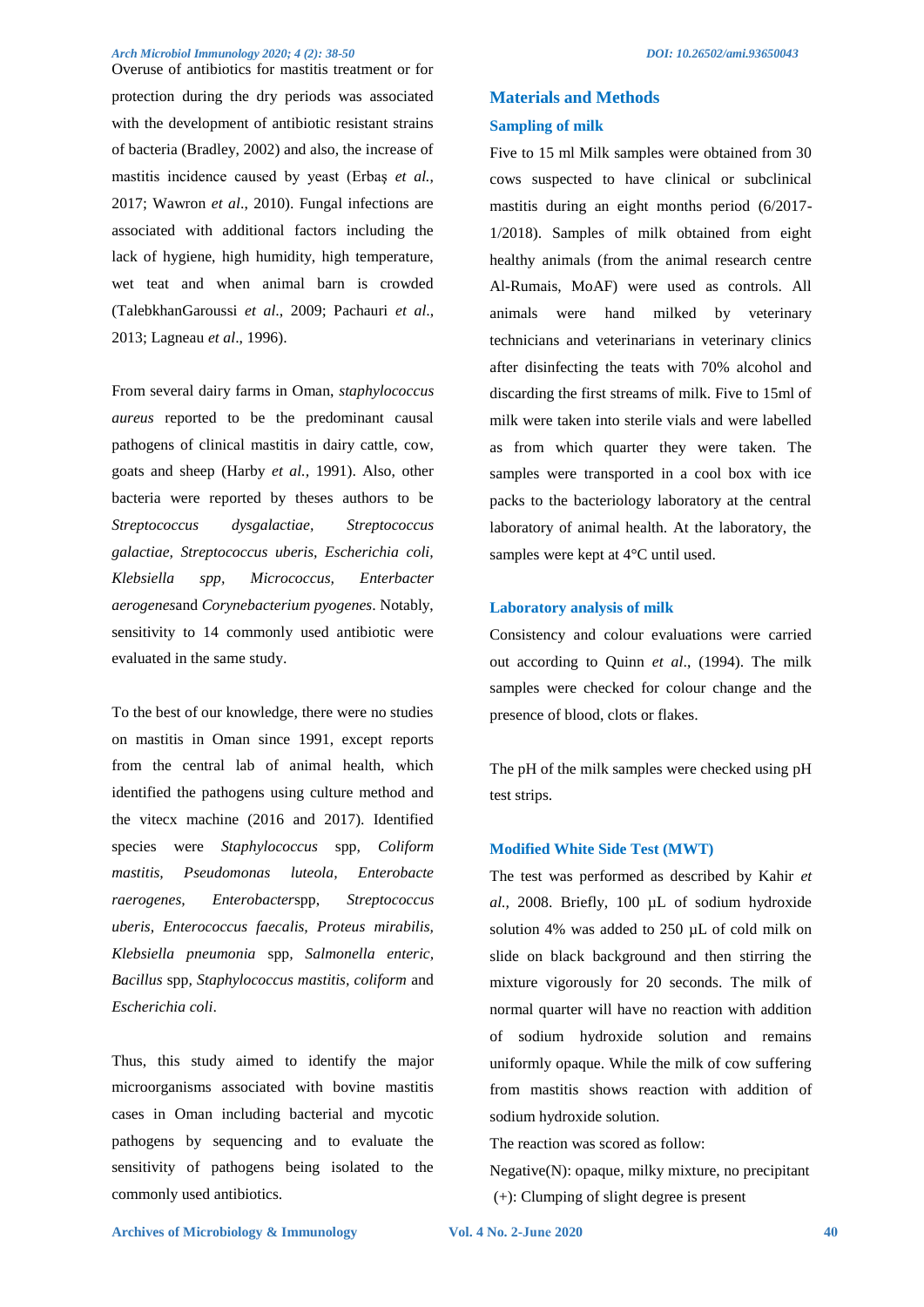Overuse of antibiotics for mastitis treatment or for protection during the dry periods was associated with the development of antibiotic resistant strains of bacteria (Bradley, 2002) and also, the increase of mastitis incidence caused by yeast (Erbaş *et al.*, 2017; Wawron *et al*., 2010). Fungal infections are associated with additional factors including the lack of hygiene, high humidity, high temperature, wet teat and when animal barn is crowded (TalebkhanGaroussi *et al*., 2009; Pachauri *et al*., 2013; Lagneau *et al*., 1996).

From several dairy farms in Oman, *staphylococcus aureus* reported to be the predominant causal pathogens of clinical mastitis in dairy cattle, cow, goats and sheep (Harby *et al.*, 1991). Also, other bacteria were reported by theses authors to be *Streptococcus dysgalactiae, Streptococcus galactiae, Streptococcus uberis, Escherichia coli, Klebsiella spp, Micrococcus, Enterbacter aerogenes*and *Corynebacterium pyogenes*. Notably, sensitivity to 14 commonly used antibiotic were evaluated in the same study.

To the best of our knowledge, there were no studies on mastitis in Oman since 1991, except reports from the central lab of animal health, which identified the pathogens using culture method and the vitecx machine (2016 and 2017). Identified species were *Staphylococcus* spp, *Coliform mastitis, Pseudomonas luteola, Enterobacte raerogenes, Enterobacter*spp, *Streptococcus uberis, Enterococcus faecalis, Proteus mirabilis, Klebsiella pneumonia* spp*, Salmonella enteric, Bacillus* spp*, Staphylococcus mastitis, coliform* and *Escherichia coli*.

Thus, this study aimed to identify the major microorganisms associated with bovine mastitis cases in Oman including bacterial and mycotic pathogens by sequencing and to evaluate the sensitivity of pathogens being isolated to the commonly used antibiotics.

## Materials and Methods

### Sampling of milk

Five to 15 ml Milk samples were obtained from 30 cows suspected to have clinical or subclinical mastitis during an eight months period (6/2017-1/2018). Samples of milk obtained from eight healthy animals (from the animal research centre Al-Rumais, MoAF) were used as controls. All animals were hand milked by veterinary technicians and veterinarians in veterinary clinics after disinfecting the teats with 70% alcohol and discarding the first streams of milk. Five to 15ml of milk were taken into sterile vials and were labelled as from which quarter they were taken. The samples were transported in a cool box with ice packs to the bacteriology laboratory at the central laboratory of animal health. At the laboratory, the samples were kept at 4°C until used.

### Laboratory analysis of milk

Consistency and colour evaluations were carried out according to Quinn *et al*., (1994). The milk samples were checked for colour change and the presence of blood, clots or flakes.

The pH of the milk samples were checked using pH test strips.

### Modified White Side Test (MWT)

The test was performed as described by Kahir *et al.*, 2008. Briefly, 100 µL of sodium hydroxide solution 4% was added to 250 µL of cold milk on slide on black background and then stirring the mixture vigorously for 20 seconds. The milk of normal quarter will have no reaction with addition of sodium hydroxide solution and remains uniformly opaque. While the milk of cow suffering from mastitis shows reaction with addition of sodium hydroxide solution.

The reaction was scored as follow:

Negative(N): opaque, milky mixture, no precipitant

(+): Clumping of slight degree is present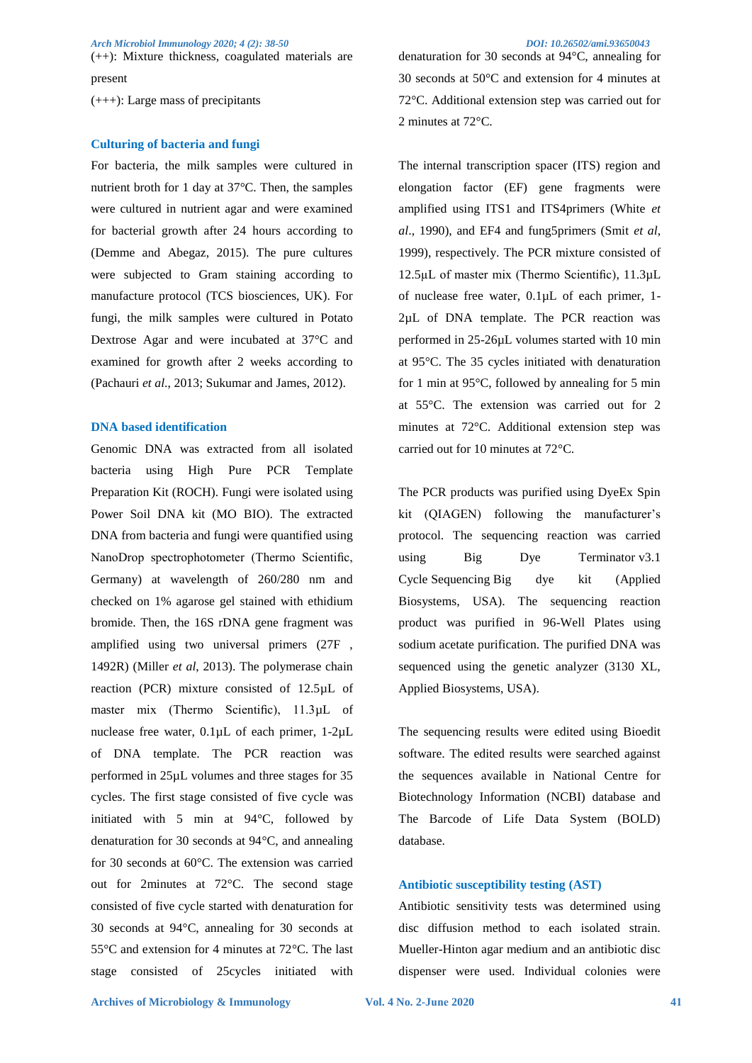(++): Mixture thickness, coagulated materials are present

(+++): Large mass of precipitants

### Culturing of bacteria and fungi

For bacteria, the milk samples were cultured in nutrient broth for 1 day at 37°C. Then, the samples were cultured in nutrient agar and were examined for bacterial growth after 24 hours according to (Demme and Abegaz, 2015). The pure cultures were subjected to Gram staining according to manufacture protocol (TCS biosciences, UK). For fungi, the milk samples were cultured in Potato Dextrose Agar and were incubated at 37°C and examined for growth after 2 weeks according to (Pachauri *et al.*, 2013; Sukumar and James, 2012).

### DNA based identification

Genomic DNA was extracted from all isolated bacteria using High Pure PCR Template Preparation Kit (ROCH). Fungi were isolated using Power Soil DNA kit (MO BIO). The extracted DNA from bacteria and fungi were quantified using NanoDrop spectrophotometer (Thermo Scientific, Germany) at wavelength of 260/280 nm and checked on 1% agarose gel stained with ethidium bromide. Then, the 16S rDNA gene fragment was amplified using two universal primers (27F , 1492R) (Miller *et al,* 2013). The polymerase chain reaction (PCR) mixture consisted of 12.5µL of master mix (Thermo Scientific), 11.3µL of nuclease free water, 0.1µL of each primer, 1-2µL of DNA template. The PCR reaction was performed in 25µL volumes and three stages for 35 cycles. The first stage consisted of five cycle was initiated with 5 min at 94°C, followed by denaturation for 30 seconds at 94°C, and annealing for 30 seconds at 60°C. The extension was carried out for 2minutes at 72°C. The second stage consisted of five cycle started with denaturation for 30 seconds at 94°C, annealing for 30 seconds at 55°C and extension for 4 minutes at 72°C. The last stage consisted of 25cycles initiated with denaturation for 30 seconds at 94°C, annealing for 30 seconds at 50°C and extension for 4 minutes at 72°C. Additional extension step was carried out for 2 minutes at 72°C.

The internal transcription spacer (ITS) region and elongation factor (EF) gene fragments were amplified using ITS1 and ITS4primers (White *et al.*, 1990), and EF4 and fung5primers (Smit *et al*, 1999), respectively. The PCR mixture consisted of 12.5µL of master mix (Thermo Scientific), 11.3µL of nuclease free water, 0.1µL of each primer, 1-2µL of DNA template. The PCR reaction was performed in 25-26µL volumes started with 10 min at 95°C. The 35 cycles initiated with denaturation for 1 min at 95°C, followed by annealing for 5 min at 55°C. The extension was carried out for 2 minutes at 72°C. Additional extension step was carried out for 10 minutes at 72°C.

The PCR products was purified using DyeEx Spin kit (QIAGEN) following the manufacturer's protocol. The sequencing reaction was carried using Big Dye Terminator v3.1 Cycle Sequencing Big dye kit (Applied Biosystems, USA). The sequencing reaction product was purified in 96-Well Plates using sodium acetate purification. The purified DNA was sequenced using the genetic analyzer (3130 XL, Applied Biosystems, USA).

The sequencing results were edited using Bioedit software. The edited results were searched against the sequences available in National Centre for Biotechnology Information (NCBI) database and The Barcode of Life Data System (BOLD) database.

### Antibiotic susceptibility testing (AST)

Antibiotic sensitivity tests was determined using disc diffusion method to each isolated strain. Mueller-Hinton agar medium and an antibiotic disc dispenser were used. Individual colonies were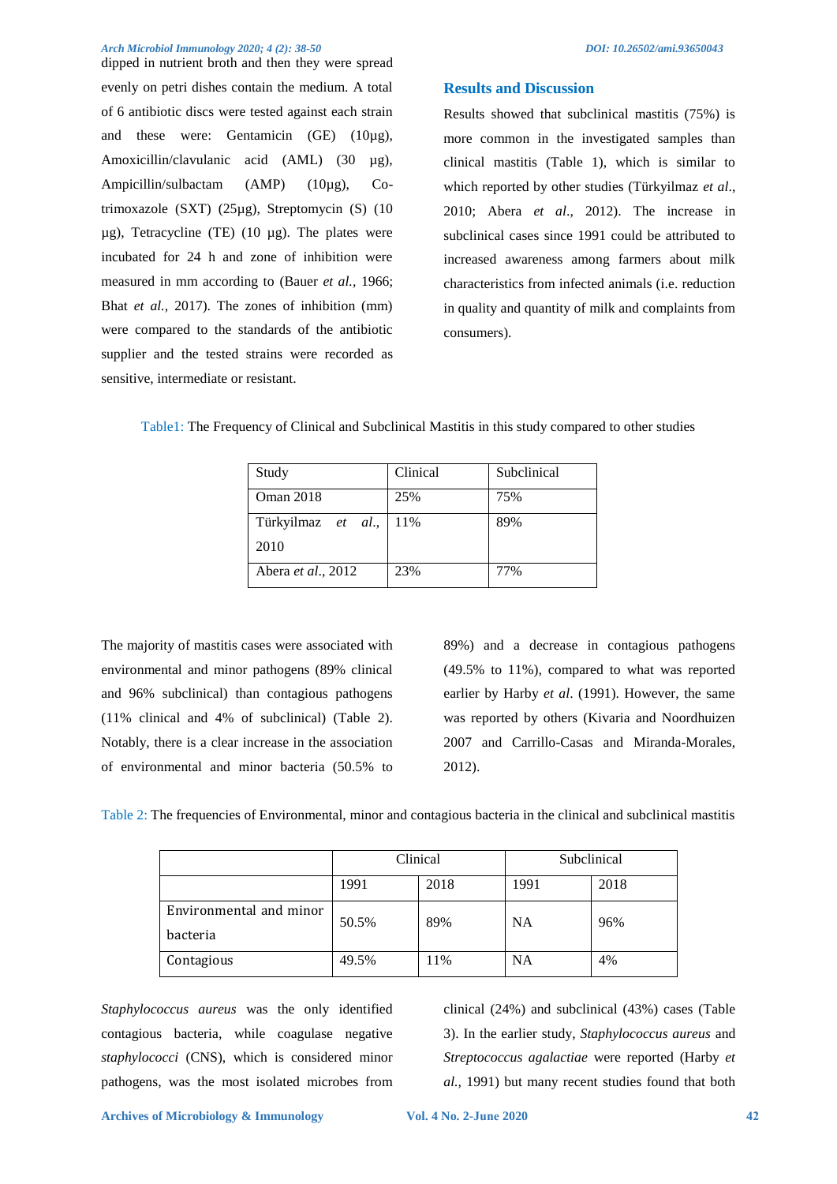dipped in nutrient broth and then they were spread evenly on petri dishes contain the medium. A total of 6 antibiotic discs were tested against each strain and these were: Gentamicin (GE) (10µg), Amoxicillin/clavulanic acid (AML) (30 µg), Ampicillin/sulbactam (AMP) (10µg), Co-trimoxazole (SXT) (25µg), Streptomycin (S) (10 µg), Tetracycline (TE) (10 µg). The plates were incubated for 24 h and zone of inhibition were measured in mm according to (Bauer *et al.,* 1966; Bhat *et al.,* 2017). The zones of inhibition (mm) were compared to the standards of the antibiotic supplier and the tested strains were recorded as sensitive, intermediate or resistant.

## Results and Discussion

Results showed that subclinical mastitis (75%) is more common in the investigated samples than clinical mastitis (Table 1), which is similar to which reported by other studies (Türkyilmaz *et al*., 2010; Abera *et al*., 2012). The increase in subclinical cases since 1991 could be attributed to increased awareness among farmers about milk characteristics from infected animals (i.e. reduction in quality and quantity of milk and complaints from consumers).

Table1: The Frequency of Clinical and Subclinical Mastitis in this study compared to other studies

| Study | Clinical | Subclinical |
|---|---|---|
| Oman 2018 | 25% | 75% |
| Türkyilmaz *et al*., 2010 | 11% | 89% |
| Abera *et al*., 2012 | 23% | 77% |

The majority of mastitis cases were associated with environmental and minor pathogens (89% clinical and 96% subclinical) than contagious pathogens (11% clinical and 4% of subclinical) (Table 2). Notably, there is a clear increase in the association of environmental and minor bacteria (50.5% to 89%) and a decrease in contagious pathogens (49.5% to 11%), compared to what was reported earlier by Harby *et al*. (1991). However, the same was reported by others (Kivaria and Noordhuizen 2007 and Carrillo-Casas and Miranda-Morales, 2012).

Table 2: The frequencies of Environmental, minor and contagious bacteria in the clinical and subclinical mastitis

| | Clinical | | Subclinical | |
|---|---|---|---|---|
| | 1991 | 2018 | 1991 | 2018 |
| Environmental and minor bacteria | 50.5% | 89% | NA | 96% |
| Contagious | 49.5% | 11% | NA | 4% |

*Staphylococcus aureus* was the only identified contagious bacteria, while coagulase negative *staphylococci* (CNS), which is considered minor pathogens, was the most isolated microbes from clinical (24%) and subclinical (43%) cases (Table 3). In the earlier study, *Staphylococcus aureus* and *Streptococcus agalactiae* were reported (Harby *et al.,* 1991) but many recent studies found that both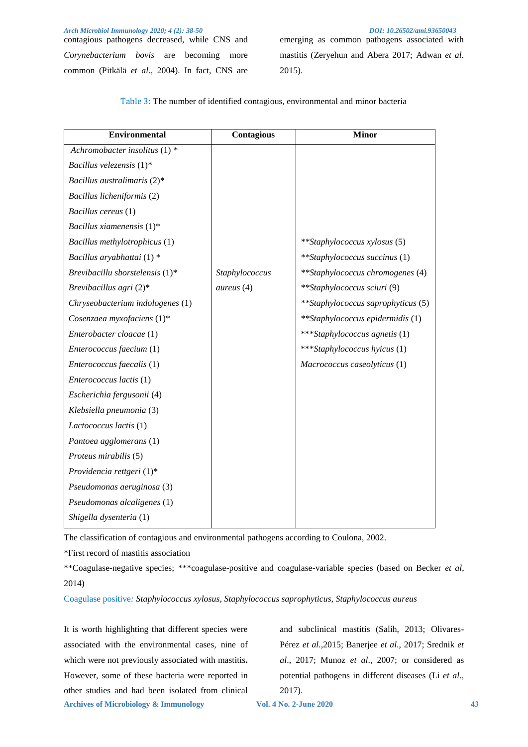contagious pathogens decreased, while CNS and *Corynebacterium bovis* are becoming more common (Pitkälä *et al*., 2004). In fact, CNS are emerging as common pathogens associated with mastitis (Zeryehun and Abera 2017; Adwan *et al*. 2015).

Table 3: The number of identified contagious, environmental and minor bacteria

| Environmental | Contagious | Minor |
|---|---|---|
| *Achromobacter insolitus* (1) * | | |
| *Bacillus velezensis* (1)* | | |
| *Bacillus australimaris* (2)* | | |
| *Bacillus licheniformis* (2) | | |
| *Bacillus cereus* (1) | | |
| *Bacillus xiamenensis* (1)* | | |
| *Bacillus methylotrophicus* (1) | | **\*\*Staphylococcus xylosus* (5) |
| *Bacillus aryabhattai* (1) * | | **\*\*Staphylococcus succinus* (1) |
| *Brevibacillu sborstelensis* (1)* | *Staphylococcus aureus* (4) | **\*\*Staphylococcus chromogenes* (4) |
| *Brevibacillus agri* (2)* | | **\*\*Staphylococcus sciuri* (9) |
| *Chryseobacterium indologenes* (1) | | **\*\*Staphylococcus saprophyticus* (5) |
| *Cosenzaea myxofaciens* (1)* | | **\*\*Staphylococcus epidermidis* (1) |
| *Enterobacter cloacae* (1) | | ***\*\*\*Staphylococcus agnetis* (1) |
| *Enterococcus faecium* (1) | | ***\*\*\*Staphylococcus hyicus* (1) |
| *Enterococcus faecalis* (1) | | *Macrococcus caseolyticus* (1) |
| *Enterococcus lactis* (1) | | |
| *Escherichia fergusonii* (4) | | |
| *Klebsiella pneumonia* (3) | | |
| *Lactococcus lactis* (1) | | |
| *Pantoea agglomerans* (1) | | |
| *Proteus mirabilis* (5) | | |
| *Providencia rettgeri* (1)* | | |
| *Pseudomonas aeruginosa* (3) | | |
| *Pseudomonas alcaligenes* (1) | | |
| *Shigella dysenteria* (1) | | |

The classification of contagious and environmental pathogens according to Coulona, 2002.

*First record of mastitis association

**Coagulase-negative species; ***coagulase-positive and coagulase-variable species (based on Becker *et al*, 2014)

Coagulase positive: *Staphylococcus xylosus, Staphylococcus saprophyticus, Staphylococcus aureus*

It is worth highlighting that different species were associated with the environmental cases, nine of which were not previously associated with mastitis**.** However, some of these bacteria were reported in other studies and had been isolated from clinical and subclinical mastitis (Salih, 2013; Olivares-Pérez *et al*.,2015; Banerjee *et al*., 2017; Srednik *et al*., 2017; Munoz *et al*., 2007; or considered as potential pathogens in different diseases (Li *et al*., 2017).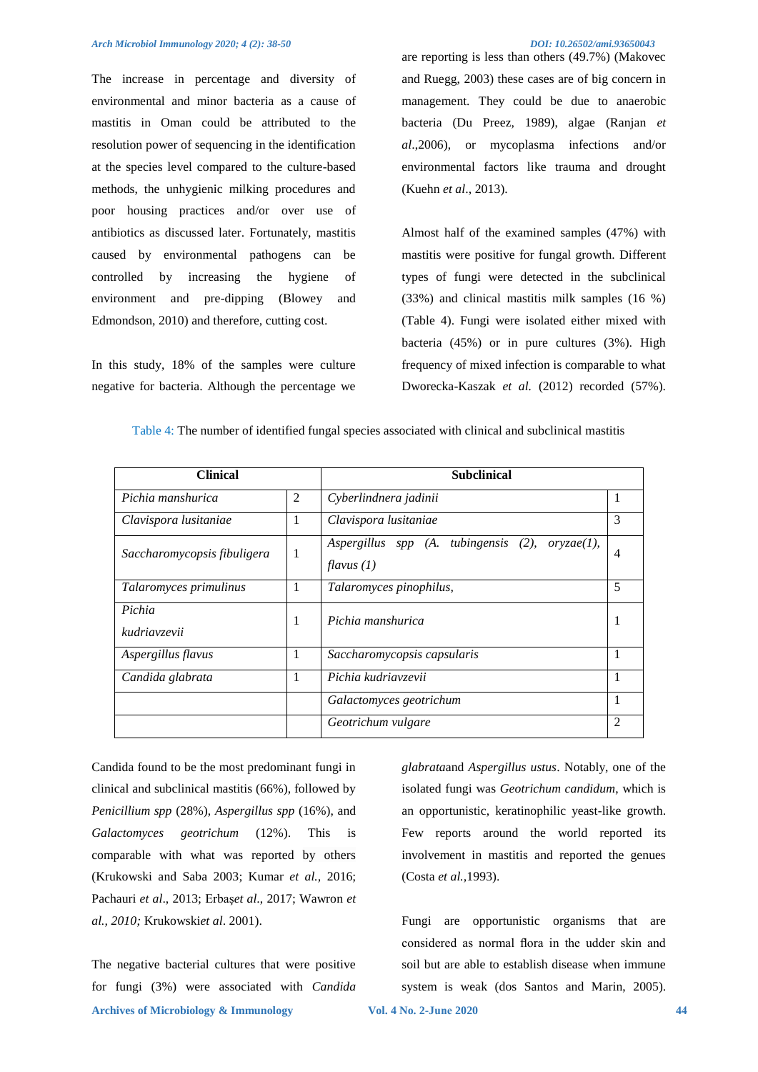The increase in percentage and diversity of environmental and minor bacteria as a cause of mastitis in Oman could be attributed to the resolution power of sequencing in the identification at the species level compared to the culture-based methods, the unhygienic milking procedures and poor housing practices and/or over use of antibiotics as discussed later. Fortunately, mastitis caused by environmental pathogens can be controlled by increasing the hygiene of environment and pre-dipping (Blowey and Edmondson, 2010) and therefore, cutting cost.

In this study, 18% of the samples were culture negative for bacteria. Although the percentage we are reporting is less than others (49.7%) (Makovec and Ruegg, 2003) these cases are of big concern in management. They could be due to anaerobic bacteria (Du Preez, 1989), algae (Ranjan *et al*.,2006), or mycoplasma infections and/or environmental factors like trauma and drought (Kuehn *et al*., 2013).

Almost half of the examined samples (47%) with mastitis were positive for fungal growth. Different types of fungi were detected in the subclinical (33%) and clinical mastitis milk samples (16 %) (Table 4). Fungi were isolated either mixed with bacteria (45%) or in pure cultures (3%). High frequency of mixed infection is comparable to what Dworecka-Kaszak *et al.* (2012) recorded (57%).

Table 4: The number of identified fungal species associated with clinical and subclinical mastitis

| Clinical | | Subclinical | |
|---|---|---|---|
| *Pichia manshurica* | 2 | *Cyberlindnera jadinii* | 1 |
| *Clavispora lusitaniae* | 1 | *Clavispora lusitaniae* | 3 |
| *Saccharomycopsis fibuligera* | 1 | *Aspergillus spp (A. tubingensis (2), oryzae(1), flavus (1)* | 4 |
| *Talaromyces primulinus* | 1 | *Talaromyces pinophilus,* | 5 |
| *Pichia kudriavzevii* | 1 | *Pichia manshurica* | 1 |
| *Aspergillus flavus* | 1 | *Saccharomycopsis capsularis* | 1 |
| *Candida glabrata* | 1 | *Pichia kudriavzevii* | 1 |
| | | *Galactomyces geotrichum* | 1 |
| | | *Geotrichum vulgare* | 2 |

Candida found to be the most predominant fungi in clinical and subclinical mastitis (66%), followed by *Penicillium spp* (28%), *Aspergillus spp* (16%), and *Galactomyces geotrichum* (12%). This is comparable with what was reported by others (Krukowski and Saba 2003; Kumar *et al.*, 2016; Pachauri *et al*., 2013; Erbaş*et al*., 2017; Wawron *et al., 2010;* Krukowski*et al*. 2001).

The negative bacterial cultures that were positive for fungi (3%) were associated with *Candida glabrata*and *Aspergillus ustus*. Notably, one of the isolated fungi was *Geotrichum candidum*, which is an opportunistic, keratinophilic yeast-like growth. Few reports around the world reported its involvement in mastitis and reported the genues (Costa *et al.,*1993).

Fungi are opportunistic organisms that are considered as normal flora in the udder skin and soil but are able to establish disease when immune system is weak (dos Santos and Marin, 2005).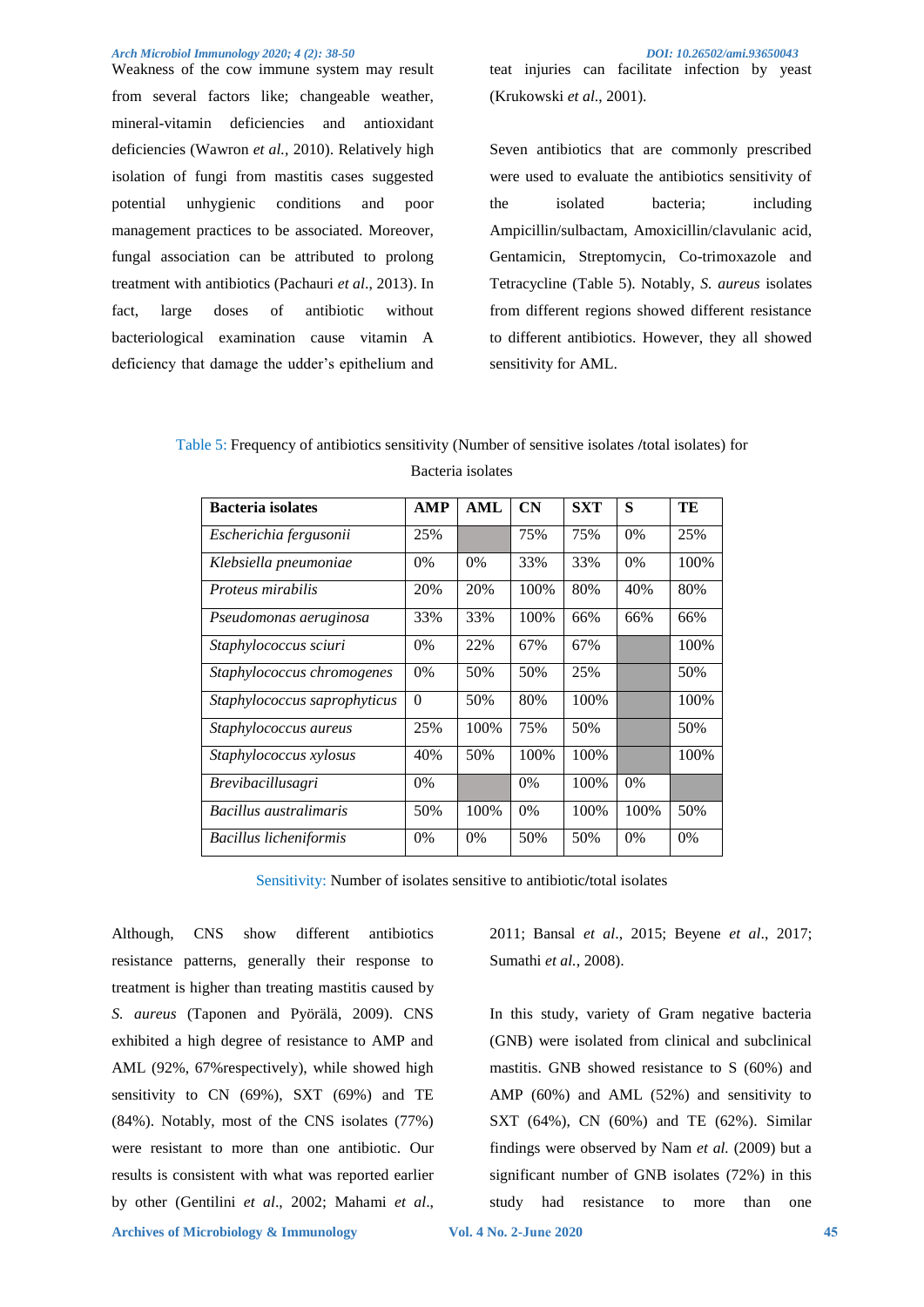Weakness of the cow immune system may result from several factors like; changeable weather, mineral-vitamin deficiencies and antioxidant deficiencies (Wawron *et al.,* 2010). Relatively high isolation of fungi from mastitis cases suggested potential unhygienic conditions and poor management practices to be associated. Moreover, fungal association can be attributed to prolong treatment with antibiotics (Pachauri *et al*., 2013). In fact, large doses of antibiotic without bacteriological examination cause vitamin A deficiency that damage the udder's epithelium and teat injuries can facilitate infection by yeast (Krukowski *et al*., 2001).

Seven antibiotics that are commonly prescribed were used to evaluate the antibiotics sensitivity of the isolated bacteria; including Ampicillin/sulbactam, Amoxicillin/clavulanic acid, Gentamicin, Streptomycin, Co-trimoxazole and Tetracycline (Table 5). Notably, *S. aureus* isolates from different regions showed different resistance to different antibiotics. However, they all showed sensitivity for AML.

Table 5: Frequency of antibiotics sensitivity (Number of sensitive isolates /total isolates) for Bacteria isolates

| Bacteria isolates | AMP | AML | CN | SXT | S | TE |
|---|---|---|---|---|---|---|
| *Escherichia fergusonii* | 25% | | 75% | 75% | 0% | 25% |
| *Klebsiella pneumoniae* | 0% | 0% | 33% | 33% | 0% | 100% |
| *Proteus mirabilis* | 20% | 20% | 100% | 80% | 40% | 80% |
| *Pseudomonas aeruginosa* | 33% | 33% | 100% | 66% | 66% | 66% |
| *Staphylococcus sciuri* | 0% | 22% | 67% | 67% | | 100% |
| *Staphylococcus chromogenes* | 0% | 50% | 50% | 25% | | 50% |
| *Staphylococcus saprophyticus* | 0 | 50% | 80% | 100% | | 100% |
| *Staphylococcus aureus* | 25% | 100% | 75% | 50% | | 50% |
| *Staphylococcus xylosus* | 40% | 50% | 100% | 100% | | 100% |
| *Brevibacillusagri* | 0% | | 0% | 100% | 0% | |
| *Bacillus australimaris* | 50% | 100% | 0% | 100% | 100% | 50% |
| *Bacillus licheniformis* | 0% | 0% | 50% | 50% | 0% | 0% |

Sensitivity: Number of isolates sensitive to antibiotic/total isolates

Although, CNS show different antibiotics resistance patterns, generally their response to treatment is higher than treating mastitis caused by *S. aureus* (Taponen and Pyörälä, 2009). CNS exhibited a high degree of resistance to AMP and AML (92%, 67%respectively), while showed high sensitivity to CN (69%), SXT (69%) and TE (84%). Notably, most of the CNS isolates (77%) were resistant to more than one antibiotic. Our results is consistent with what was reported earlier by other (Gentilini *et al*., 2002; Mahami *et al*., 2011; Bansal *et al*., 2015; Beyene *et al*., 2017; Sumathi *et al.*, 2008).

In this study, variety of Gram negative bacteria (GNB) were isolated from clinical and subclinical mastitis. GNB showed resistance to S (60%) and AMP (60%) and AML (52%) and sensitivity to SXT (64%), CN (60%) and TE (62%). Similar findings were observed by Nam *et al.* (2009) but a significant number of GNB isolates (72%) in this study had resistance to more than one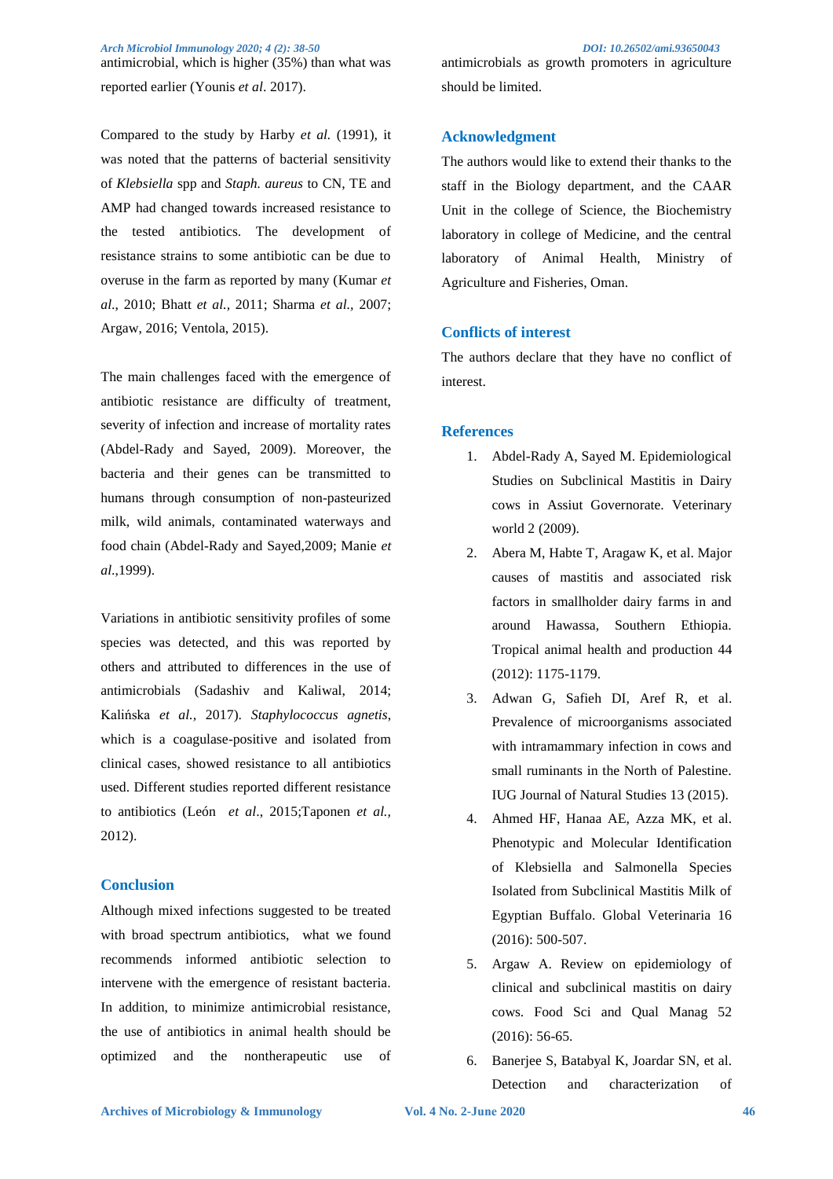antimicrobial, which is higher (35%) than what was reported earlier (Younis *et al*. 2017).

Compared to the study by Harby *et al.* (1991), it was noted that the patterns of bacterial sensitivity of *Klebsiella* spp and *Staph. aureus* to CN, TE and AMP had changed towards increased resistance to the tested antibiotics. The development of resistance strains to some antibiotic can be due to overuse in the farm as reported by many (Kumar *et al.*, 2010; Bhatt *et al.,* 2011; Sharma *et al.,* 2007; Argaw, 2016; Ventola, 2015).

The main challenges faced with the emergence of antibiotic resistance are difficulty of treatment, severity of infection and increase of mortality rates (Abdel-Rady and Sayed, 2009). Moreover, the bacteria and their genes can be transmitted to humans through consumption of non-pasteurized milk, wild animals, contaminated waterways and food chain (Abdel-Rady and Sayed,2009; Manie *et al.*,1999).

Variations in antibiotic sensitivity profiles of some species was detected, and this was reported by others and attributed to differences in the use of antimicrobials (Sadashiv and Kaliwal, 2014; Kalińska *et al.,* 2017). *Staphylococcus agnetis*, which is a coagulase-positive and isolated from clinical cases, showed resistance to all antibiotics used. Different studies reported different resistance to antibiotics (León *et al*., 2015;Taponen *et al.,* 2012).

## Conclusion

Although mixed infections suggested to be treated with broad spectrum antibiotics, what we found recommends informed antibiotic selection to intervene with the emergence of resistant bacteria. In addition, to minimize antimicrobial resistance, the use of antibiotics in animal health should be optimized and the nontherapeutic use of antimicrobials as growth promoters in agriculture should be limited.

## Acknowledgment

The authors would like to extend their thanks to the staff in the Biology department, and the CAAR Unit in the college of Science, the Biochemistry laboratory in college of Medicine, and the central laboratory of Animal Health, Ministry of Agriculture and Fisheries, Oman.

## Conflicts of interest

The authors declare that they have no conflict of interest.

## References

1. Abdel-Rady A, Sayed M. Epidemiological Studies on Subclinical Mastitis in Dairy cows in Assiut Governorate. Veterinary world 2 (2009).
2. Abera M, Habte T, Aragaw K, et al. Major causes of mastitis and associated risk factors in smallholder dairy farms in and around Hawassa, Southern Ethiopia. Tropical animal health and production 44 (2012): 1175-1179.
3. Adwan G, Safieh DI, Aref R, et al. Prevalence of microorganisms associated with intramammary infection in cows and small ruminants in the North of Palestine. IUG Journal of Natural Studies 13 (2015).
4. Ahmed HF, Hanaa AE, Azza MK, et al. Phenotypic and Molecular Identification of Klebsiella and Salmonella Species Isolated from Subclinical Mastitis Milk of Egyptian Buffalo. Global Veterinaria 16 (2016): 500-507.
5. Argaw A. Review on epidemiology of clinical and subclinical mastitis on dairy cows. Food Sci and Qual Manag 52 (2016): 56-65.
6. Banerjee S, Batabyal K, Joardar SN, et al. Detection and characterization of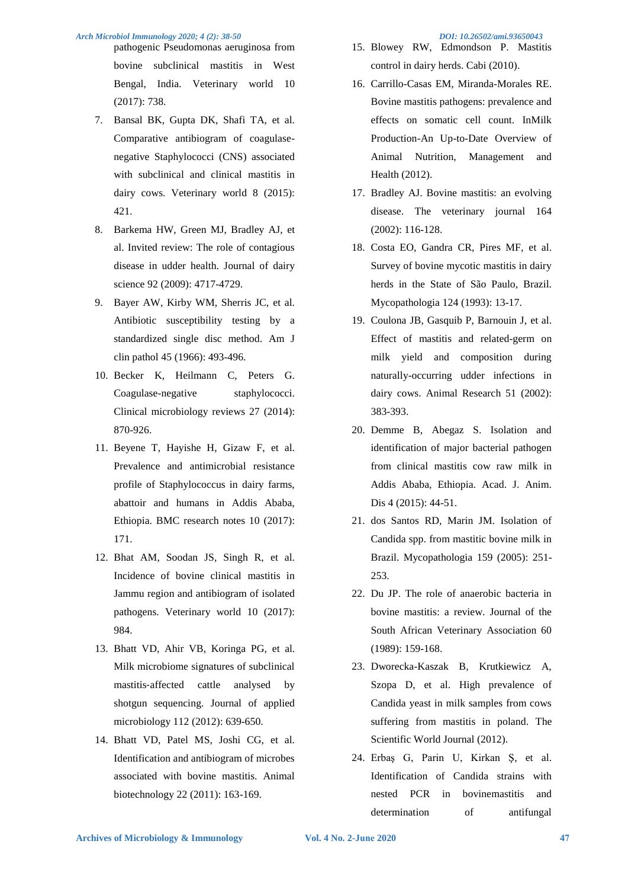pathogenic Pseudomonas aeruginosa from bovine subclinical mastitis in West Bengal, India. Veterinary world 10 (2017): 738.

7. Bansal BK, Gupta DK, Shafi TA, et al. Comparative antibiogram of coagulase-negative Staphylococci (CNS) associated with subclinical and clinical mastitis in dairy cows. Veterinary world 8 (2015): 421.
8. Barkema HW, Green MJ, Bradley AJ, et al. Invited review: The role of contagious disease in udder health. Journal of dairy science 92 (2009): 4717-4729.
9. Bayer AW, Kirby WM, Sherris JC, et al. Antibiotic susceptibility testing by a standardized single disc method. Am J clin pathol 45 (1966): 493-496.
10. Becker K, Heilmann C, Peters G. Coagulase-negative staphylococci. Clinical microbiology reviews 27 (2014): 870-926.
11. Beyene T, Hayishe H, Gizaw F, et al. Prevalence and antimicrobial resistance profile of Staphylococcus in dairy farms, abattoir and humans in Addis Ababa, Ethiopia. BMC research notes 10 (2017): 171.
12. Bhat AM, Soodan JS, Singh R, et al. Incidence of bovine clinical mastitis in Jammu region and antibiogram of isolated pathogens. Veterinary world 10 (2017): 984.
13. Bhatt VD, Ahir VB, Koringa PG, et al. Milk microbiome signatures of subclinical mastitis-affected cattle analysed by shotgun sequencing. Journal of applied microbiology 112 (2012): 639-650.
14. Bhatt VD, Patel MS, Joshi CG, et al. Identification and antibiogram of microbes associated with bovine mastitis. Animal biotechnology 22 (2011): 163-169.
15. Blowey RW, Edmondson P. Mastitis control in dairy herds. Cabi (2010).
16. Carrillo-Casas EM, Miranda-Morales RE. Bovine mastitis pathogens: prevalence and effects on somatic cell count. InMilk Production-An Up-to-Date Overview of Animal Nutrition, Management and Health (2012).
17. Bradley AJ. Bovine mastitis: an evolving disease. The veterinary journal 164 (2002): 116-128.
18. Costa EO, Gandra CR, Pires MF, et al. Survey of bovine mycotic mastitis in dairy herds in the State of São Paulo, Brazil. Mycopathologia 124 (1993): 13-17.
19. Coulona JB, Gasquib P, Barnouin J, et al. Effect of mastitis and related-germ on milk yield and composition during naturally-occurring udder infections in dairy cows. Animal Research 51 (2002): 383-393.
20. Demme B, Abegaz S. Isolation and identification of major bacterial pathogen from clinical mastitis cow raw milk in Addis Ababa, Ethiopia. Acad. J. Anim. Dis 4 (2015): 44-51.
21. dos Santos RD, Marin JM. Isolation of Candida spp. from mastitic bovine milk in Brazil. Mycopathologia 159 (2005): 251-253.
22. Du JP. The role of anaerobic bacteria in bovine mastitis: a review. Journal of the South African Veterinary Association 60 (1989): 159-168.
23. Dworecka-Kaszak B, Krutkiewicz A, Szopa D, et al. High prevalence of Candida yeast in milk samples from cows suffering from mastitis in poland. The Scientific World Journal (2012).
24. Erbaş G, Parin U, Kirkan Ş, et al. Identification of Candida strains with nested PCR in bovinemastitis and determination of antifungal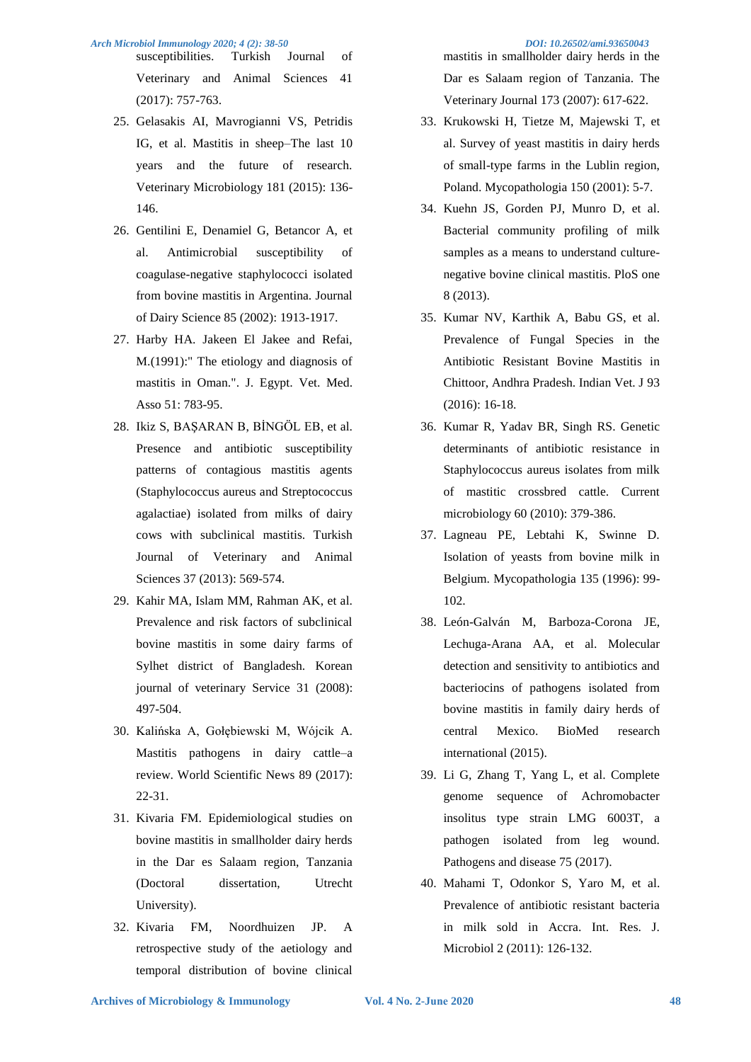susceptibilities. Turkish Journal of Veterinary and Animal Sciences 41 (2017): 757-763.

25. Gelasakis AI, Mavrogianni VS, Petridis IG, et al. Mastitis in sheep–The last 10 years and the future of research. Veterinary Microbiology 181 (2015): 136-146.
26. Gentilini E, Denamiel G, Betancor A, et al. Antimicrobial susceptibility of coagulase-negative staphylococci isolated from bovine mastitis in Argentina. Journal of Dairy Science 85 (2002): 1913-1917.
27. Harby HA. Jakeen El Jakee and Refai, M.(1991):" The etiology and diagnosis of mastitis in Oman.". J. Egypt. Vet. Med. Asso 51: 783-95.
28. Ikiz S, BAŞARAN B, BİNGÖL EB, et al. Presence and antibiotic susceptibility patterns of contagious mastitis agents (Staphylococcus aureus and Streptococcus agalactiae) isolated from milks of dairy cows with subclinical mastitis. Turkish Journal of Veterinary and Animal Sciences 37 (2013): 569-574.
29. Kahir MA, Islam MM, Rahman AK, et al. Prevalence and risk factors of subclinical bovine mastitis in some dairy farms of Sylhet district of Bangladesh. Korean journal of veterinary Service 31 (2008): 497-504.
30. Kalińska A, Gołębiewski M, Wójcik A. Mastitis pathogens in dairy cattle–a review. World Scientific News 89 (2017): 22-31.
31. Kivaria FM. Epidemiological studies on bovine mastitis in smallholder dairy herds in the Dar es Salaam region, Tanzania (Doctoral dissertation, Utrecht University).
32. Kivaria FM, Noordhuizen JP. A retrospective study of the aetiology and temporal distribution of bovine clinical mastitis in smallholder dairy herds in the Dar es Salaam region of Tanzania. The Veterinary Journal 173 (2007): 617-622.
33. Krukowski H, Tietze M, Majewski T, et al. Survey of yeast mastitis in dairy herds of small-type farms in the Lublin region, Poland. Mycopathologia 150 (2001): 5-7.
34. Kuehn JS, Gorden PJ, Munro D, et al. Bacterial community profiling of milk samples as a means to understand culture-negative bovine clinical mastitis. PloS one 8 (2013).
35. Kumar NV, Karthik A, Babu GS, et al. Prevalence of Fungal Species in the Antibiotic Resistant Bovine Mastitis in Chittoor, Andhra Pradesh. Indian Vet. J 93 (2016): 16-18.
36. Kumar R, Yadav BR, Singh RS. Genetic determinants of antibiotic resistance in Staphylococcus aureus isolates from milk of mastitic crossbred cattle. Current microbiology 60 (2010): 379-386.
37. Lagneau PE, Lebtahi K, Swinne D. Isolation of yeasts from bovine milk in Belgium. Mycopathologia 135 (1996): 99-102.
38. León-Galván M, Barboza-Corona JE, Lechuga-Arana AA, et al. Molecular detection and sensitivity to antibiotics and bacteriocins of pathogens isolated from bovine mastitis in family dairy herds of central Mexico. BioMed research international (2015).
39. Li G, Zhang T, Yang L, et al. Complete genome sequence of Achromobacter insolitus type strain LMG 6003T, a pathogen isolated from leg wound. Pathogens and disease 75 (2017).
40. Mahami T, Odonkor S, Yaro M, et al. Prevalence of antibiotic resistant bacteria in milk sold in Accra. Int. Res. J. Microbiol 2 (2011): 126-132.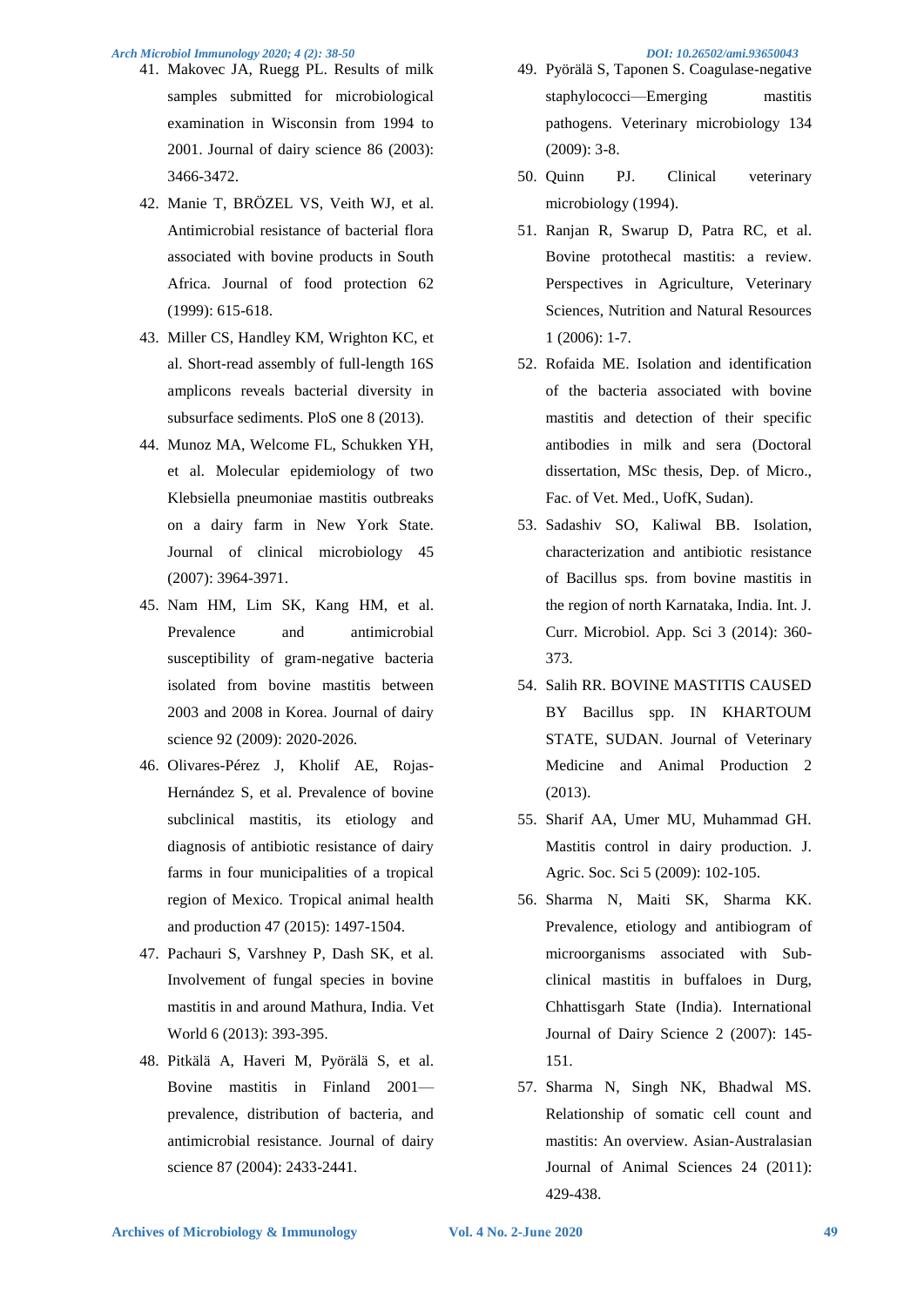41. Makovec JA, Ruegg PL. Results of milk samples submitted for microbiological examination in Wisconsin from 1994 to 2001. Journal of dairy science 86 (2003): 3466-3472.
42. Manie T, BRÖZEL VS, Veith WJ, et al. Antimicrobial resistance of bacterial flora associated with bovine products in South Africa. Journal of food protection 62 (1999): 615-618.
43. Miller CS, Handley KM, Wrighton KC, et al. Short-read assembly of full-length 16S amplicons reveals bacterial diversity in subsurface sediments. PloS one 8 (2013).
44. Munoz MA, Welcome FL, Schukken YH, et al. Molecular epidemiology of two Klebsiella pneumoniae mastitis outbreaks on a dairy farm in New York State. Journal of clinical microbiology 45 (2007): 3964-3971.
45. Nam HM, Lim SK, Kang HM, et al. Prevalence and antimicrobial susceptibility of gram-negative bacteria isolated from bovine mastitis between 2003 and 2008 in Korea. Journal of dairy science 92 (2009): 2020-2026.
46. Olivares-Pérez J, Kholif AE, Rojas-Hernández S, et al. Prevalence of bovine subclinical mastitis, its etiology and diagnosis of antibiotic resistance of dairy farms in four municipalities of a tropical region of Mexico. Tropical animal health and production 47 (2015): 1497-1504.
47. Pachauri S, Varshney P, Dash SK, et al. Involvement of fungal species in bovine mastitis in and around Mathura, India. Vet World 6 (2013): 393-395.
48. Pitkälä A, Haveri M, Pyörälä S, et al. Bovine mastitis in Finland 2001—prevalence, distribution of bacteria, and antimicrobial resistance. Journal of dairy science 87 (2004): 2433-2441.
49. Pyörälä S, Taponen S. Coagulase-negative staphylococci—Emerging mastitis pathogens. Veterinary microbiology 134 (2009): 3-8.
50. Quinn PJ. Clinical veterinary microbiology (1994).
51. Ranjan R, Swarup D, Patra RC, et al. Bovine protothecal mastitis: a review. Perspectives in Agriculture, Veterinary Sciences, Nutrition and Natural Resources 1 (2006): 1-7.
52. Rofaida ME. Isolation and identification of the bacteria associated with bovine mastitis and detection of their specific antibodies in milk and sera (Doctoral dissertation, MSc thesis, Dep. of Micro., Fac. of Vet. Med., UofK, Sudan).
53. Sadashiv SO, Kaliwal BB. Isolation, characterization and antibiotic resistance of Bacillus sps. from bovine mastitis in the region of north Karnataka, India. Int. J. Curr. Microbiol. App. Sci 3 (2014): 360-373.
54. Salih RR. BOVINE MASTITIS CAUSED BY Bacillus spp. IN KHARTOUM STATE, SUDAN. Journal of Veterinary Medicine and Animal Production 2 (2013).
55. Sharif AA, Umer MU, Muhammad GH. Mastitis control in dairy production. J. Agric. Soc. Sci 5 (2009): 102-105.
56. Sharma N, Maiti SK, Sharma KK. Prevalence, etiology and antibiogram of microorganisms associated with Sub-clinical mastitis in buffaloes in Durg, Chhattisgarh State (India). International Journal of Dairy Science 2 (2007): 145-151.
57. Sharma N, Singh NK, Bhadwal MS. Relationship of somatic cell count and mastitis: An overview. Asian-Australasian Journal of Animal Sciences 24 (2011): 429-438.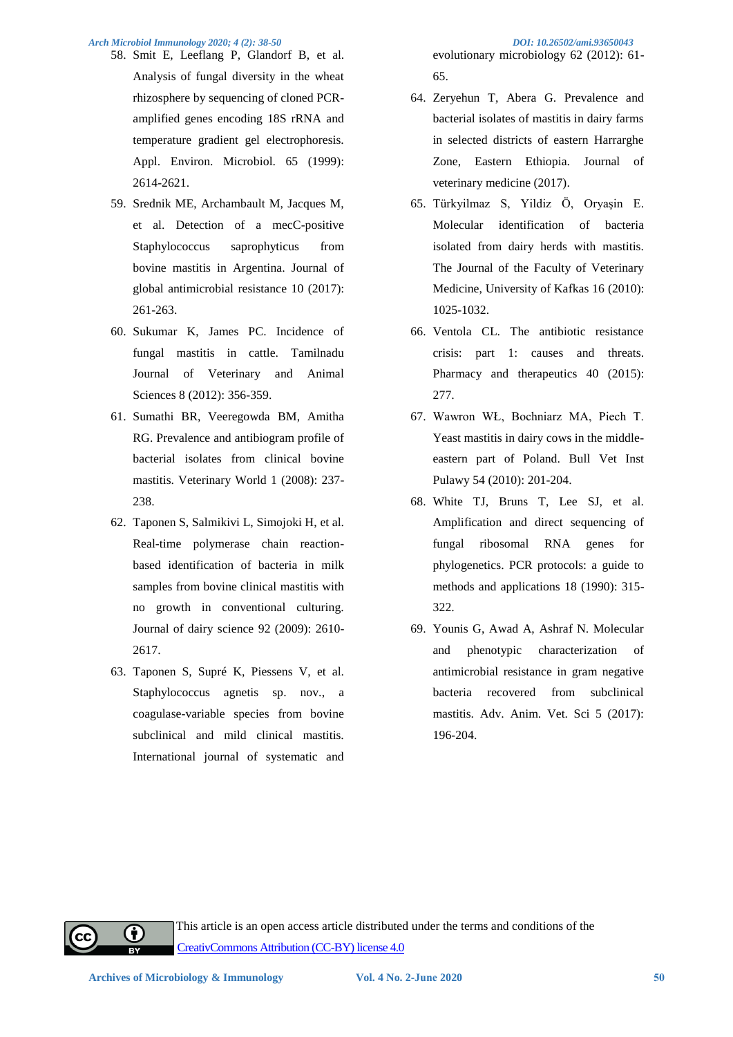58. Smit E, Leeflang P, Glandorf B, et al. Analysis of fungal diversity in the wheat rhizosphere by sequencing of cloned PCR-amplified genes encoding 18S rRNA and temperature gradient gel electrophoresis. Appl. Environ. Microbiol. 65 (1999): 2614-2621.
59. Srednik ME, Archambault M, Jacques M, et al. Detection of a mecC-positive Staphylococcus saprophyticus from bovine mastitis in Argentina. Journal of global antimicrobial resistance 10 (2017): 261-263.
60. Sukumar K, James PC. Incidence of fungal mastitis in cattle. Tamilnadu Journal of Veterinary and Animal Sciences 8 (2012): 356-359.
61. Sumathi BR, Veeregowda BM, Amitha RG. Prevalence and antibiogram profile of bacterial isolates from clinical bovine mastitis. Veterinary World 1 (2008): 237-238.
62. Taponen S, Salmikivi L, Simojoki H, et al. Real-time polymerase chain reaction-based identification of bacteria in milk samples from bovine clinical mastitis with no growth in conventional culturing. Journal of dairy science 92 (2009): 2610-2617.
63. Taponen S, Supré K, Piessens V, et al. Staphylococcus agnetis sp. nov., a coagulase-variable species from bovine subclinical and mild clinical mastitis. International journal of systematic and evolutionary microbiology 62 (2012): 61-65.
64. Zeryehun T, Abera G. Prevalence and bacterial isolates of mastitis in dairy farms in selected districts of eastern Harrarghe Zone, Eastern Ethiopia. Journal of veterinary medicine (2017).
65. Türkyilmaz S, Yildiz Ö, Oryaşin E. Molecular identification of bacteria isolated from dairy herds with mastitis. The Journal of the Faculty of Veterinary Medicine, University of Kafkas 16 (2010): 1025-1032.
66. Ventola CL. The antibiotic resistance crisis: part 1: causes and threats. Pharmacy and therapeutics 40 (2015): 277.
67. Wawron WŁ, Bochniarz MA, Piech T. Yeast mastitis in dairy cows in the middle-eastern part of Poland. Bull Vet Inst Pulawy 54 (2010): 201-204.
68. White TJ, Bruns T, Lee SJ, et al. Amplification and direct sequencing of fungal ribosomal RNA genes for phylogenetics. PCR protocols: a guide to methods and applications 18 (1990): 315-322.
69. Younis G, Awad A, Ashraf N. Molecular and phenotypic characterization of antimicrobial resistance in gram negative bacteria recovered from subclinical mastitis. Adv. Anim. Vet. Sci 5 (2017): 196-204.

This article is an open access article distributed under the terms and conditions of the CreativCommons Attribution (CC-BY) license 4.0